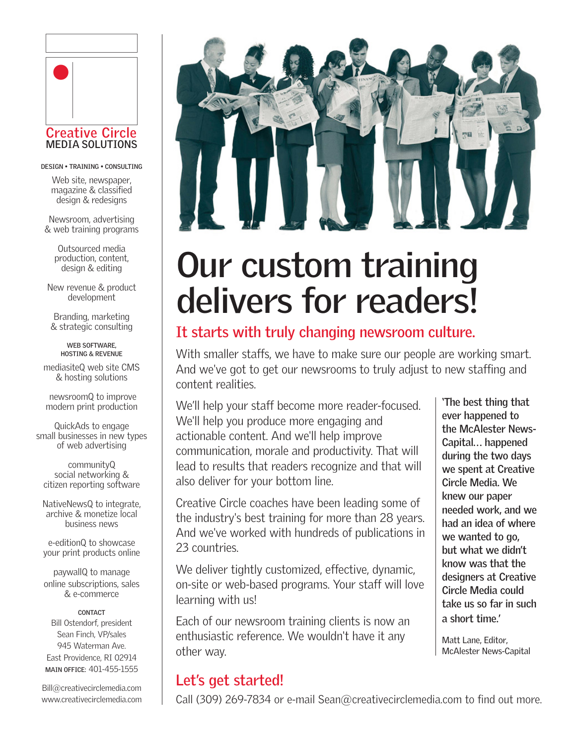**Creative Circle**
**MEDIA SOLUTIONS**

DESIGN • TRAINING • CONSULTING

Web site, newspaper, magazine & classified design & redesigns

Newsroom, advertising & web training programs

Outsourced media production, content, design & editing

New revenue & product development

Branding, marketing & strategic consulting

WEB SOFTWARE, HOSTING & REVENUE

mediasiteQ web site CMS & hosting solutions

newsroomQ to improve modern print production

QuickAds to engage small businesses in new types of web advertising

communityQ social networking & citizen reporting software

NativeNewsQ to integrate, archive & monetize local business news

e-editionQ to showcase your print products online

paywallQ to manage online subscriptions, sales & e-commerce

CONTACT

Bill Ostendorf, president
Sean Finch, VP/sales
945 Waterman Ave.
East Providence, RI 02914
MAIN OFFICE: 401-455-1555

Bill@creativecirclemedia.com
www.creativecirclemedia.com

# Our custom training delivers for readers!

## It starts with truly changing newsroom culture.

With smaller staffs, we have to make sure our people are working smart. And we've got to get our newsrooms to truly adjust to new staffing and content realities.

We'll help your staff become more reader-focused. We'll help you produce more engaging and actionable content. And we'll help improve communication, morale and productivity. That will lead to results that readers recognize and that will also deliver for your bottom line.

Creative Circle coaches have been leading some of the industry's best training for more than 28 years. And we've worked with hundreds of publications in 23 countries.

We deliver tightly customized, effective, dynamic, on-site or web-based programs. Your staff will love learning with us!

Each of our newsroom training clients is now an enthusiastic reference. We wouldn't have it any other way.

> **'The best thing that ever happened to the McAlester News-Capital... happened during the two days we spent at Creative Circle Media. We knew our paper needed work, and we had an idea of where we wanted to go, but what we didn't know was that the designers at Creative Circle Media could take us so far in such a short time.'**
>
> Matt Lane, Editor, McAlester News-Capital

## Let's get started!

Call (309) 269-7834 or e-mail Sean@creativecirclemedia.com to find out more.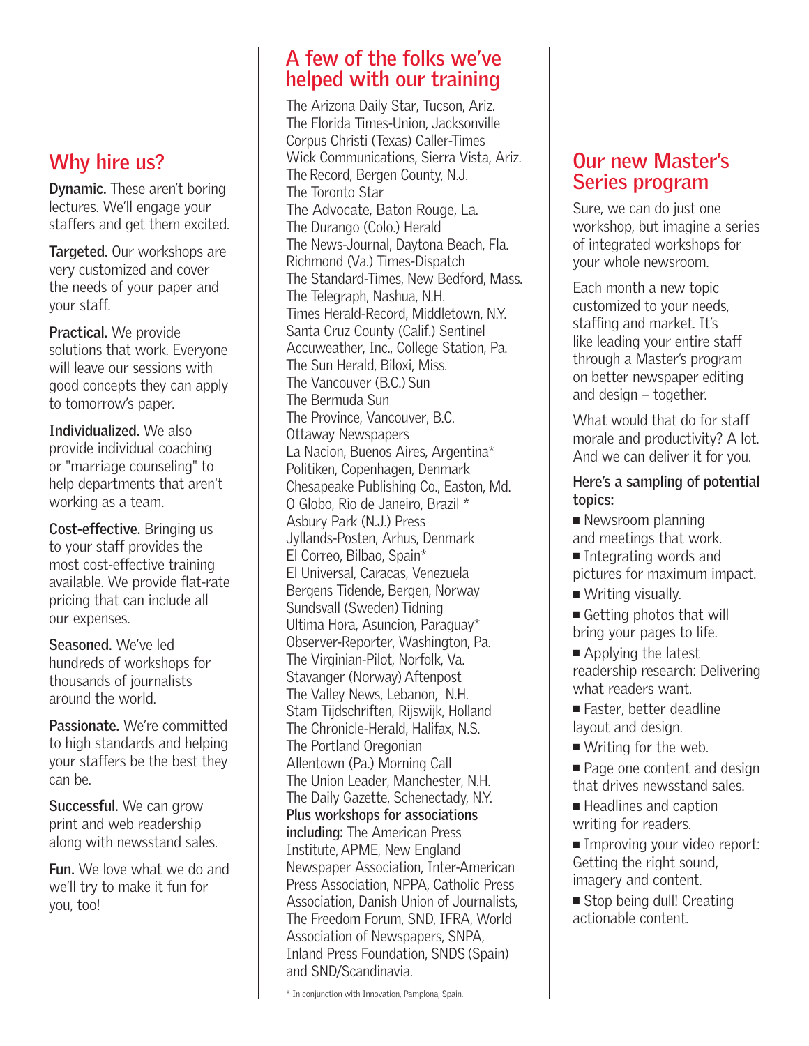## Why hire us?

**Dynamic.** These aren't boring lectures. We'll engage your staffers and get them excited.

**Targeted.** Our workshops are very customized and cover the needs of your paper and your staff.

**Practical.** We provide solutions that work. Everyone will leave our sessions with good concepts they can apply to tomorrow's paper.

**Individualized.** We also provide individual coaching or "marriage counseling" to help departments that aren't working as a team.

**Cost-effective.** Bringing us to your staff provides the most cost-effective training available. We provide flat-rate pricing that can include all our expenses.

**Seasoned.** We've led hundreds of workshops for thousands of journalists around the world.

**Passionate.** We're committed to high standards and helping your staffers be the best they can be.

**Successful.** We can grow print and web readership along with newsstand sales.

**Fun.** We love what we do and we'll try to make it fun for you, too!

## A few of the folks we've helped with our training

The Arizona Daily Star, Tucson, Ariz.
The Florida Times-Union, Jacksonville
Corpus Christi (Texas) Caller-Times
Wick Communications, Sierra Vista, Ariz.
The Record, Bergen County, N.J.
The Toronto Star
The Advocate, Baton Rouge, La.
The Durango (Colo.) Herald
The News-Journal, Daytona Beach, Fla.
Richmond (Va.) Times-Dispatch
The Standard-Times, New Bedford, Mass.
The Telegraph, Nashua, N.H.
Times Herald-Record, Middletown, N.Y.
Santa Cruz County (Calif.) Sentinel
Accuweather, Inc., College Station, Pa.
The Sun Herald, Biloxi, Miss.
The Vancouver (B.C.) Sun
The Bermuda Sun
The Province, Vancouver, B.C.
Ottaway Newspapers
La Nacion, Buenos Aires, Argentina*
Politiken, Copenhagen, Denmark
Chesapeake Publishing Co., Easton, Md.
O Globo, Rio de Janeiro, Brazil *
Asbury Park (N.J.) Press
Jyllands-Posten, Arhus, Denmark
El Correo, Bilbao, Spain*
El Universal, Caracas, Venezuela
Bergens Tidende, Bergen, Norway
Sundsvall (Sweden) Tidning
Ultima Hora, Asuncion, Paraguay*
Observer-Reporter, Washington, Pa.
The Virginian-Pilot, Norfolk, Va.
Stavanger (Norway) Aftenpost
The Valley News, Lebanon, N.H.
Stam Tijdschriften, Rijswijk, Holland
The Chronicle-Herald, Halifax, N.S.
The Portland Oregonian
Allentown (Pa.) Morning Call
The Union Leader, Manchester, N.H.
The Daily Gazette, Schenectady, N.Y.

**Plus workshops for associations including:** The American Press Institute, APME, New England Newspaper Association, Inter-American Press Association, NPPA, Catholic Press Association, Danish Union of Journalists, The Freedom Forum, SND, IFRA, World Association of Newspapers, SNPA, Inland Press Foundation, SNDS (Spain) and SND/Scandinavia.

\* In conjunction with Innovation, Pamplona, Spain.

## Our new Master's Series program

Sure, we can do just one workshop, but imagine a series of integrated workshops for your whole newsroom.

Each month a new topic customized to your needs, staffing and market. It's like leading your entire staff through a Master's program on better newspaper editing and design – together.

What would that do for staff morale and productivity? A lot. And we can deliver it for you.

**Here's a sampling of potential topics:**

- Newsroom planning and meetings that work.
- Integrating words and pictures for maximum impact.
- Writing visually.
- Getting photos that will bring your pages to life.
- Applying the latest readership research: Delivering what readers want.
- Faster, better deadline layout and design.
- Writing for the web.
- Page one content and design that drives newsstand sales.
- Headlines and caption writing for readers.
- Improving your video report: Getting the right sound, imagery and content.
- Stop being dull! Creating actionable content.